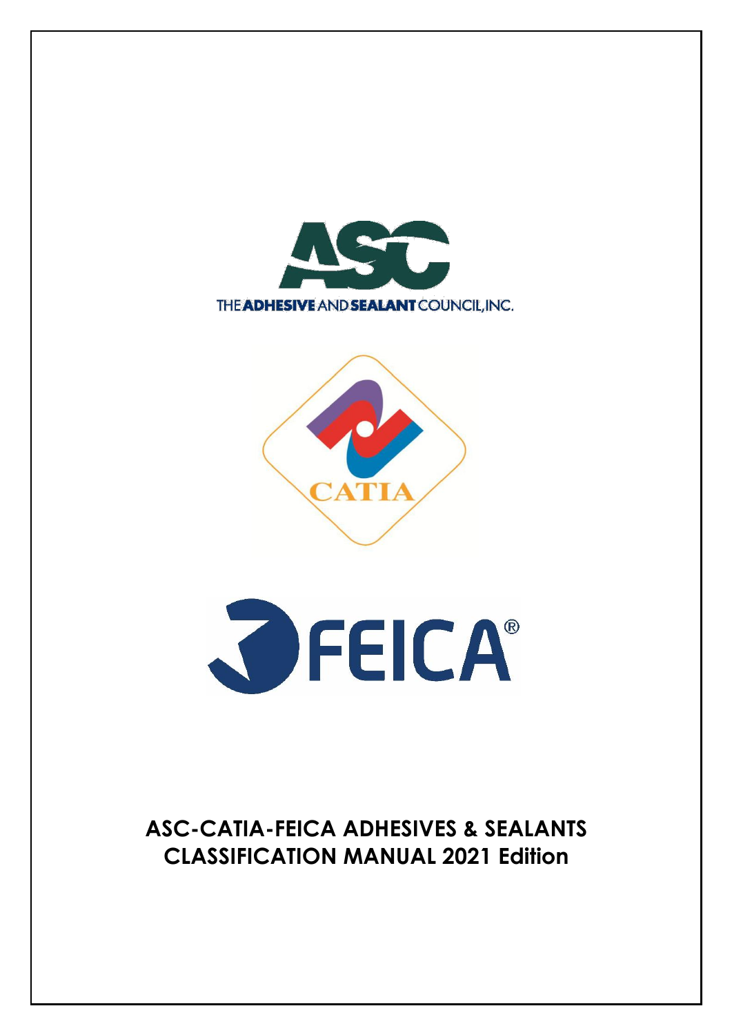THE ADHESIVE AND SEALANT COUNCIL, INC.

CATIA

FEICA®

# ASC-CATIA-FEICA ADHESIVES & SEALANTS CLASSIFICATION MANUAL 2021 Edition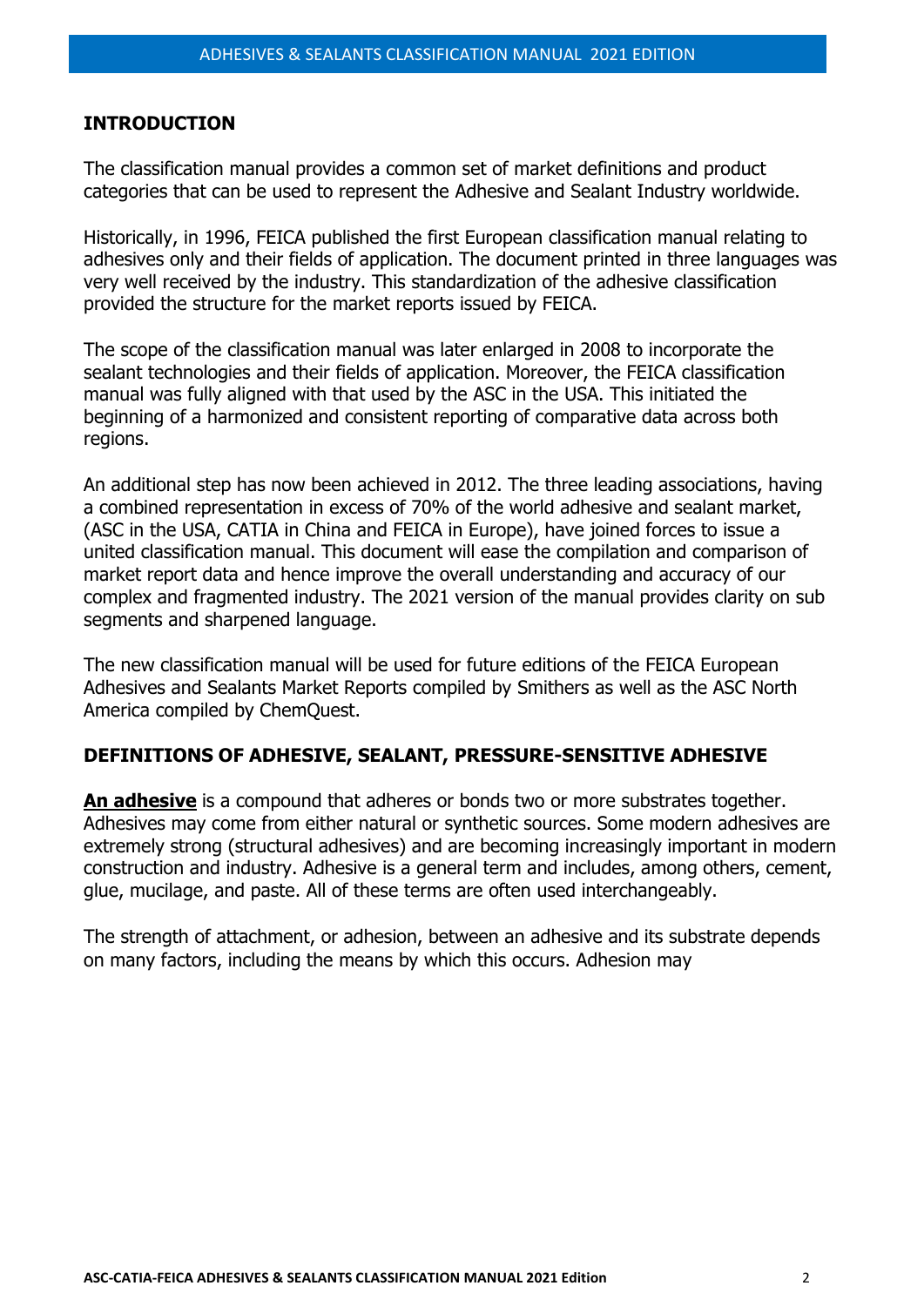## INTRODUCTION

The classification manual provides a common set of market definitions and product categories that can be used to represent the Adhesive and Sealant Industry worldwide.

Historically, in 1996, FEICA published the first European classification manual relating to adhesives only and their fields of application. The document printed in three languages was very well received by the industry. This standardization of the adhesive classification provided the structure for the market reports issued by FEICA.

The scope of the classification manual was later enlarged in 2008 to incorporate the sealant technologies and their fields of application. Moreover, the FEICA classification manual was fully aligned with that used by the ASC in the USA. This initiated the beginning of a harmonized and consistent reporting of comparative data across both regions.

An additional step has now been achieved in 2012. The three leading associations, having a combined representation in excess of 70% of the world adhesive and sealant market, (ASC in the USA, CATIA in China and FEICA in Europe), have joined forces to issue a united classification manual. This document will ease the compilation and comparison of market report data and hence improve the overall understanding and accuracy of our complex and fragmented industry. The 2021 version of the manual provides clarity on sub segments and sharpened language.

The new classification manual will be used for future editions of the FEICA European Adhesives and Sealants Market Reports compiled by Smithers as well as the ASC North America compiled by ChemQuest.

## DEFINITIONS OF ADHESIVE, SEALANT, PRESSURE-SENSITIVE ADHESIVE

**An adhesive** is a compound that adheres or bonds two or more substrates together. Adhesives may come from either natural or synthetic sources. Some modern adhesives are extremely strong (structural adhesives) and are becoming increasingly important in modern construction and industry. Adhesive is a general term and includes, among others, cement, glue, mucilage, and paste. All of these terms are often used interchangeably.

The strength of attachment, or adhesion, between an adhesive and its substrate depends on many factors, including the means by which this occurs. Adhesion may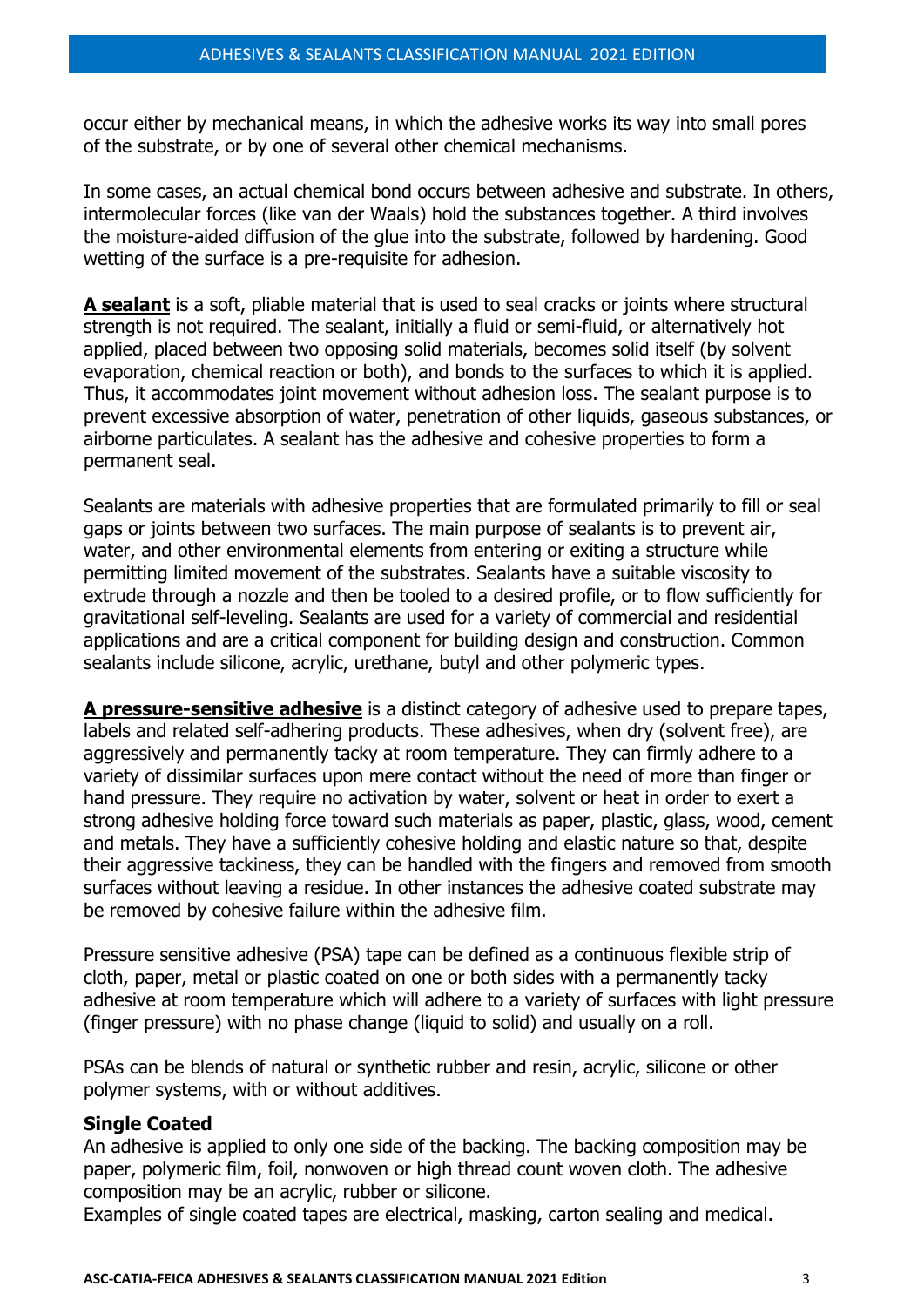occur either by mechanical means, in which the adhesive works its way into small pores of the substrate, or by one of several other chemical mechanisms.

In some cases, an actual chemical bond occurs between adhesive and substrate. In others, intermolecular forces (like van der Waals) hold the substances together. A third involves the moisture-aided diffusion of the glue into the substrate, followed by hardening. Good wetting of the surface is a pre-requisite for adhesion.

**A sealant** is a soft, pliable material that is used to seal cracks or joints where structural strength is not required. The sealant, initially a fluid or semi-fluid, or alternatively hot applied, placed between two opposing solid materials, becomes solid itself (by solvent evaporation, chemical reaction or both), and bonds to the surfaces to which it is applied. Thus, it accommodates joint movement without adhesion loss. The sealant purpose is to prevent excessive absorption of water, penetration of other liquids, gaseous substances, or airborne particulates. A sealant has the adhesive and cohesive properties to form a permanent seal.

Sealants are materials with adhesive properties that are formulated primarily to fill or seal gaps or joints between two surfaces. The main purpose of sealants is to prevent air, water, and other environmental elements from entering or exiting a structure while permitting limited movement of the substrates. Sealants have a suitable viscosity to extrude through a nozzle and then be tooled to a desired profile, or to flow sufficiently for gravitational self-leveling. Sealants are used for a variety of commercial and residential applications and are a critical component for building design and construction. Common sealants include silicone, acrylic, urethane, butyl and other polymeric types.

**A pressure-sensitive adhesive** is a distinct category of adhesive used to prepare tapes, labels and related self-adhering products. These adhesives, when dry (solvent free), are aggressively and permanently tacky at room temperature. They can firmly adhere to a variety of dissimilar surfaces upon mere contact without the need of more than finger or hand pressure. They require no activation by water, solvent or heat in order to exert a strong adhesive holding force toward such materials as paper, plastic, glass, wood, cement and metals. They have a sufficiently cohesive holding and elastic nature so that, despite their aggressive tackiness, they can be handled with the fingers and removed from smooth surfaces without leaving a residue. In other instances the adhesive coated substrate may be removed by cohesive failure within the adhesive film.

Pressure sensitive adhesive (PSA) tape can be defined as a continuous flexible strip of cloth, paper, metal or plastic coated on one or both sides with a permanently tacky adhesive at room temperature which will adhere to a variety of surfaces with light pressure (finger pressure) with no phase change (liquid to solid) and usually on a roll.

PSAs can be blends of natural or synthetic rubber and resin, acrylic, silicone or other polymer systems, with or without additives.

**Single Coated**

An adhesive is applied to only one side of the backing. The backing composition may be paper, polymeric film, foil, nonwoven or high thread count woven cloth. The adhesive composition may be an acrylic, rubber or silicone.
Examples of single coated tapes are electrical, masking, carton sealing and medical.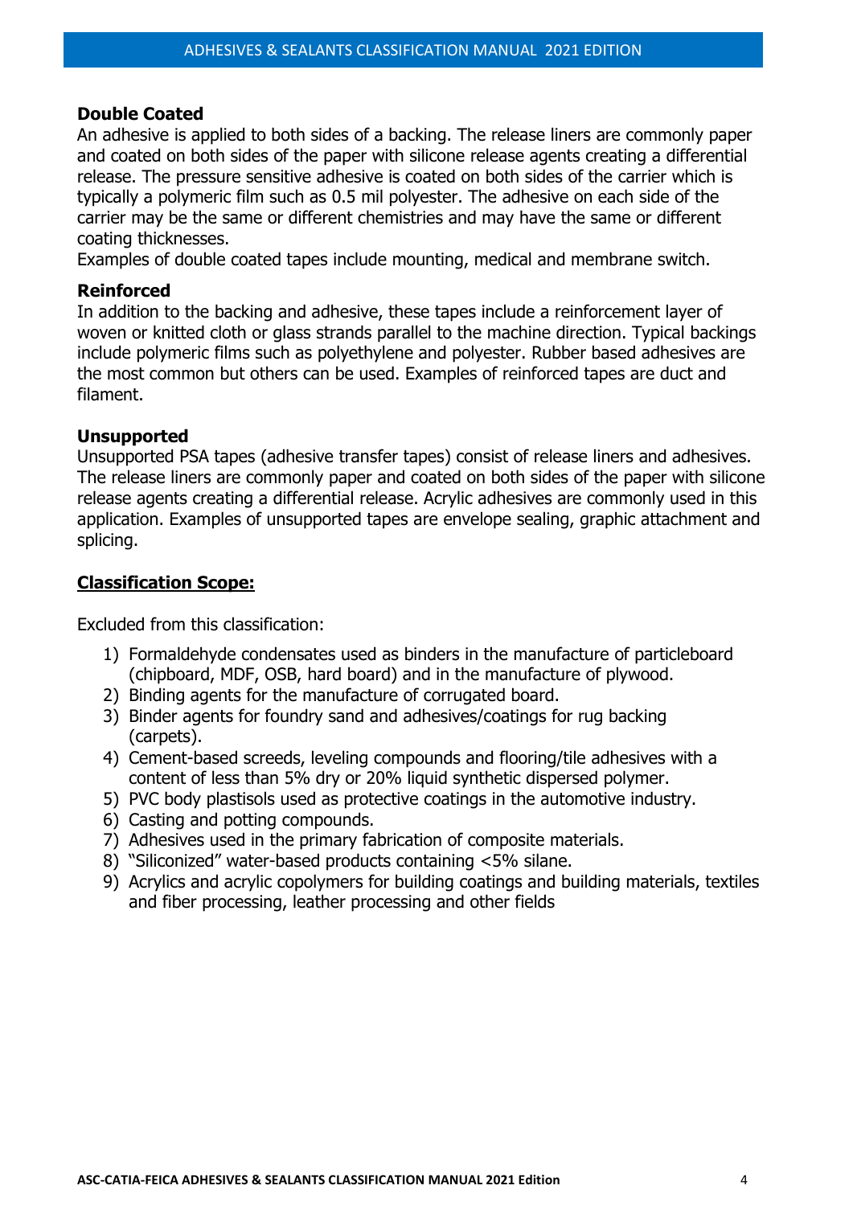### Double Coated

An adhesive is applied to both sides of a backing. The release liners are commonly paper and coated on both sides of the paper with silicone release agents creating a differential release. The pressure sensitive adhesive is coated on both sides of the carrier which is typically a polymeric film such as 0.5 mil polyester. The adhesive on each side of the carrier may be the same or different chemistries and may have the same or different coating thicknesses.

Examples of double coated tapes include mounting, medical and membrane switch.

### Reinforced

In addition to the backing and adhesive, these tapes include a reinforcement layer of woven or knitted cloth or glass strands parallel to the machine direction. Typical backings include polymeric films such as polyethylene and polyester. Rubber based adhesives are the most common but others can be used. Examples of reinforced tapes are duct and filament.

### Unsupported

Unsupported PSA tapes (adhesive transfer tapes) consist of release liners and adhesives. The release liners are commonly paper and coated on both sides of the paper with silicone release agents creating a differential release. Acrylic adhesives are commonly used in this application. Examples of unsupported tapes are envelope sealing, graphic attachment and splicing.

## Classification Scope:

Excluded from this classification:

1) Formaldehyde condensates used as binders in the manufacture of particleboard (chipboard, MDF, OSB, hard board) and in the manufacture of plywood.
2) Binding agents for the manufacture of corrugated board.
3) Binder agents for foundry sand and adhesives/coatings for rug backing (carpets).
4) Cement-based screeds, leveling compounds and flooring/tile adhesives with a content of less than 5% dry or 20% liquid synthetic dispersed polymer.
5) PVC body plastisols used as protective coatings in the automotive industry.
6) Casting and potting compounds.
7) Adhesives used in the primary fabrication of composite materials.
8) "Siliconized" water-based products containing <5% silane.
9) Acrylics and acrylic copolymers for building coatings and building materials, textiles and fiber processing, leather processing and other fields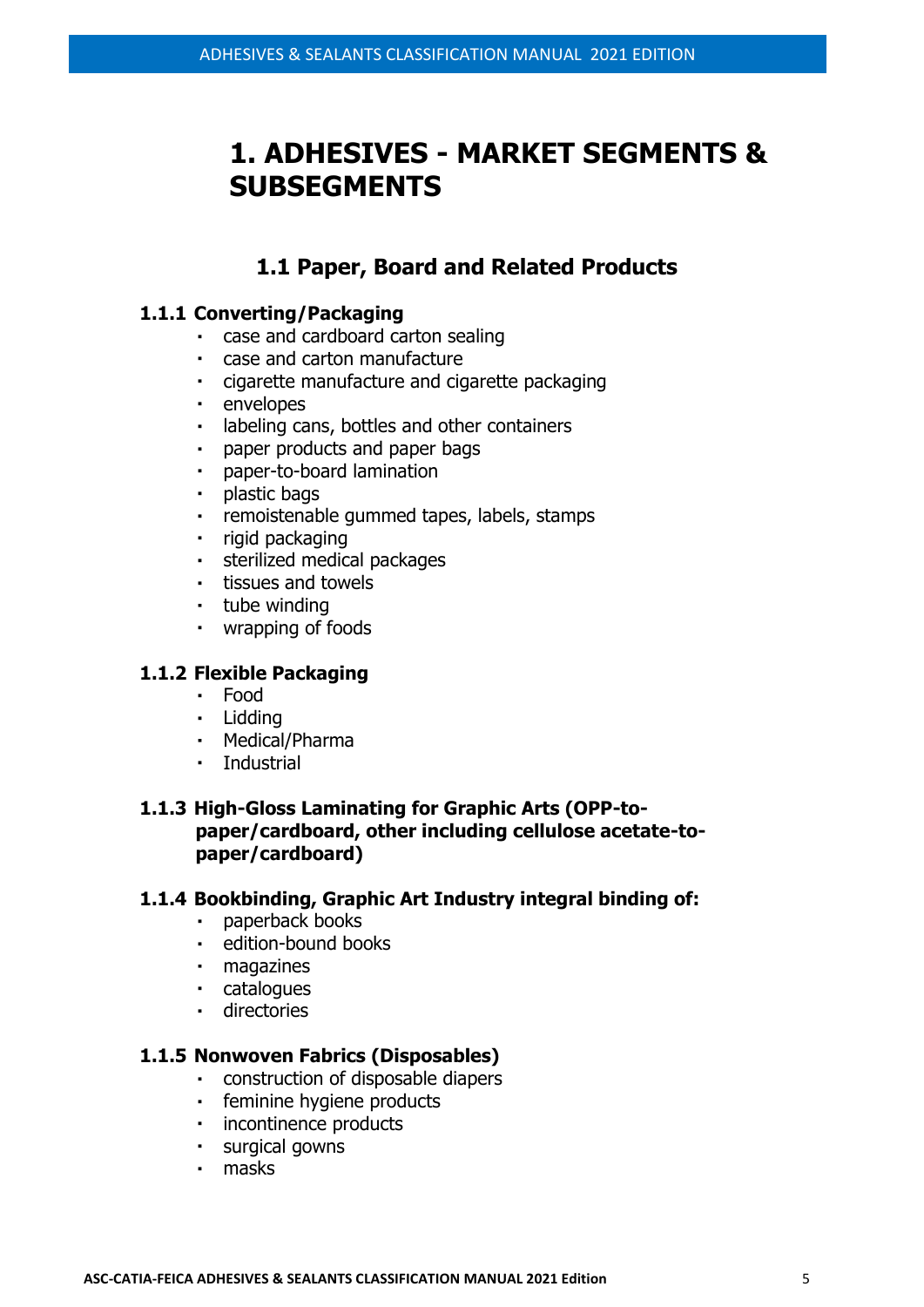# 1. ADHESIVES - MARKET SEGMENTS & SUBSEGMENTS

## 1.1 Paper, Board and Related Products

### 1.1.1 Converting/Packaging

- case and cardboard carton sealing
- case and carton manufacture
- cigarette manufacture and cigarette packaging
- envelopes
- labeling cans, bottles and other containers
- paper products and paper bags
- paper-to-board lamination
- plastic bags
- remoistenable gummed tapes, labels, stamps
- rigid packaging
- sterilized medical packages
- tissues and towels
- tube winding
- wrapping of foods

### 1.1.2 Flexible Packaging

- Food
- Lidding
- Medical/Pharma
- Industrial

### 1.1.3 High-Gloss Laminating for Graphic Arts (OPP-to-paper/cardboard, other including cellulose acetate-to-paper/cardboard)

### 1.1.4 Bookbinding, Graphic Art Industry integral binding of:

- paperback books
- edition-bound books
- magazines
- catalogues
- directories

### 1.1.5 Nonwoven Fabrics (Disposables)

- construction of disposable diapers
- feminine hygiene products
- incontinence products
- surgical gowns
- masks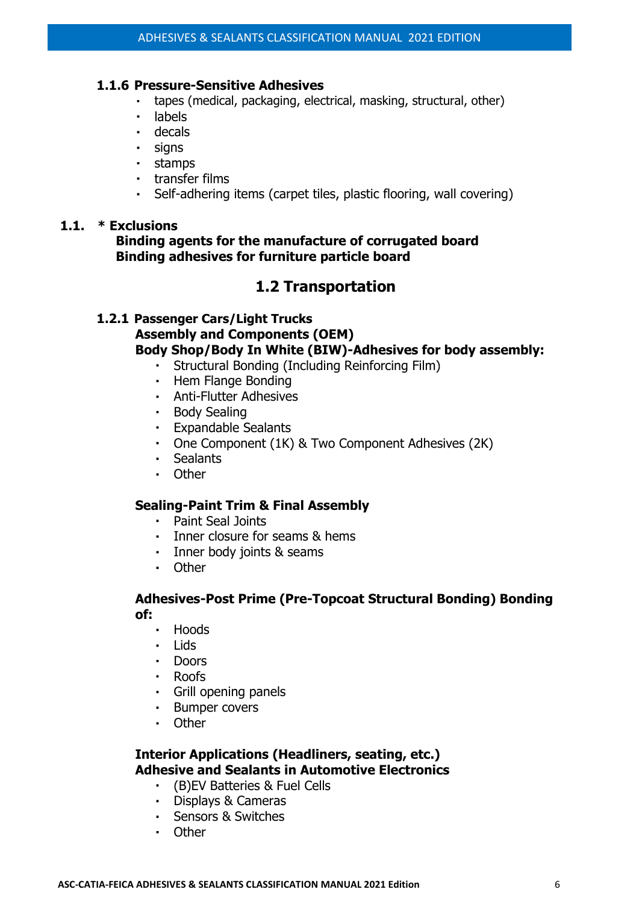### 1.1.6 Pressure-Sensitive Adhesives

- tapes (medical, packaging, electrical, masking, structural, other)
- labels
- decals
- signs
- stamps
- transfer films
- Self-adhering items (carpet tiles, plastic flooring, wall covering)

**1.1. * Exclusions**

**Binding agents for the manufacture of corrugated board**
**Binding adhesives for furniture particle board**

## 1.2 Transportation

### 1.2.1 Passenger Cars/Light Trucks

**Assembly and Components (OEM)**

**Body Shop/Body In White (BIW)-Adhesives for body assembly:**

- Structural Bonding (Including Reinforcing Film)
- Hem Flange Bonding
- Anti-Flutter Adhesives
- Body Sealing
- Expandable Sealants
- One Component (1K) & Two Component Adhesives (2K)
- Sealants
- Other

**Sealing-Paint Trim & Final Assembly**

- Paint Seal Joints
- Inner closure for seams & hems
- Inner body joints & seams
- Other

**Adhesives-Post Prime (Pre-Topcoat Structural Bonding) Bonding of:**

- Hoods
- Lids
- Doors
- Roofs
- Grill opening panels
- Bumper covers
- Other

**Interior Applications (Headliners, seating, etc.)**

**Adhesive and Sealants in Automotive Electronics**

- (B)EV Batteries & Fuel Cells
- Displays & Cameras
- Sensors & Switches
- Other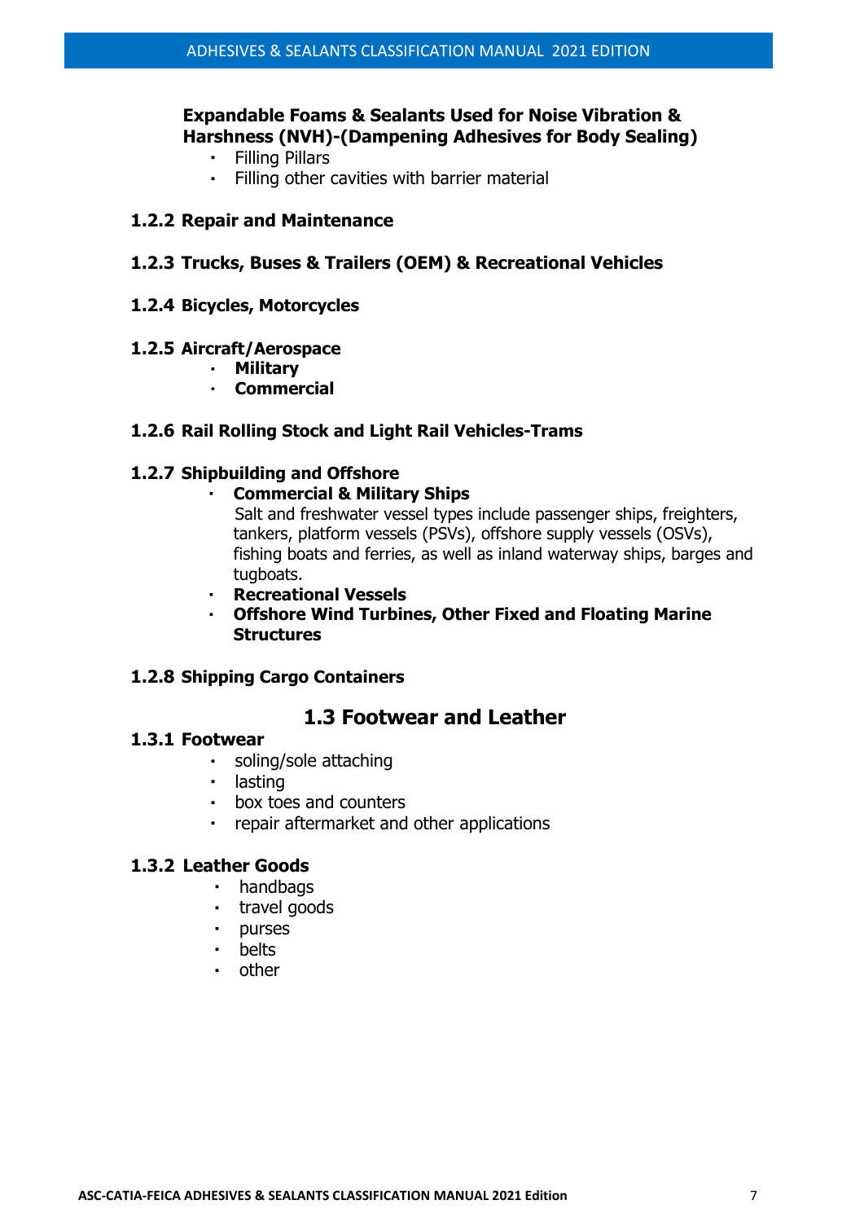**Expandable Foams & Sealants Used for Noise Vibration & Harshness (NVH)-(Dampening Adhesives for Body Sealing)**

- Filling Pillars
- Filling other cavities with barrier material

### 1.2.2 Repair and Maintenance

### 1.2.3 Trucks, Buses & Trailers (OEM) & Recreational Vehicles

### 1.2.4 Bicycles, Motorcycles

### 1.2.5 Aircraft/Aerospace

- **Military**
- **Commercial**

### 1.2.6 Rail Rolling Stock and Light Rail Vehicles-Trams

### 1.2.7 Shipbuilding and Offshore

- **Commercial & Military Ships**
  Salt and freshwater vessel types include passenger ships, freighters, tankers, platform vessels (PSVs), offshore supply vessels (OSVs), fishing boats and ferries, as well as inland waterway ships, barges and tugboats.
- **Recreational Vessels**
- **Offshore Wind Turbines, Other Fixed and Floating Marine Structures**

### 1.2.8 Shipping Cargo Containers

## 1.3 Footwear and Leather

### 1.3.1 Footwear

- soling/sole attaching
- lasting
- box toes and counters
- repair aftermarket and other applications

### 1.3.2 Leather Goods

- handbags
- travel goods
- purses
- belts
- other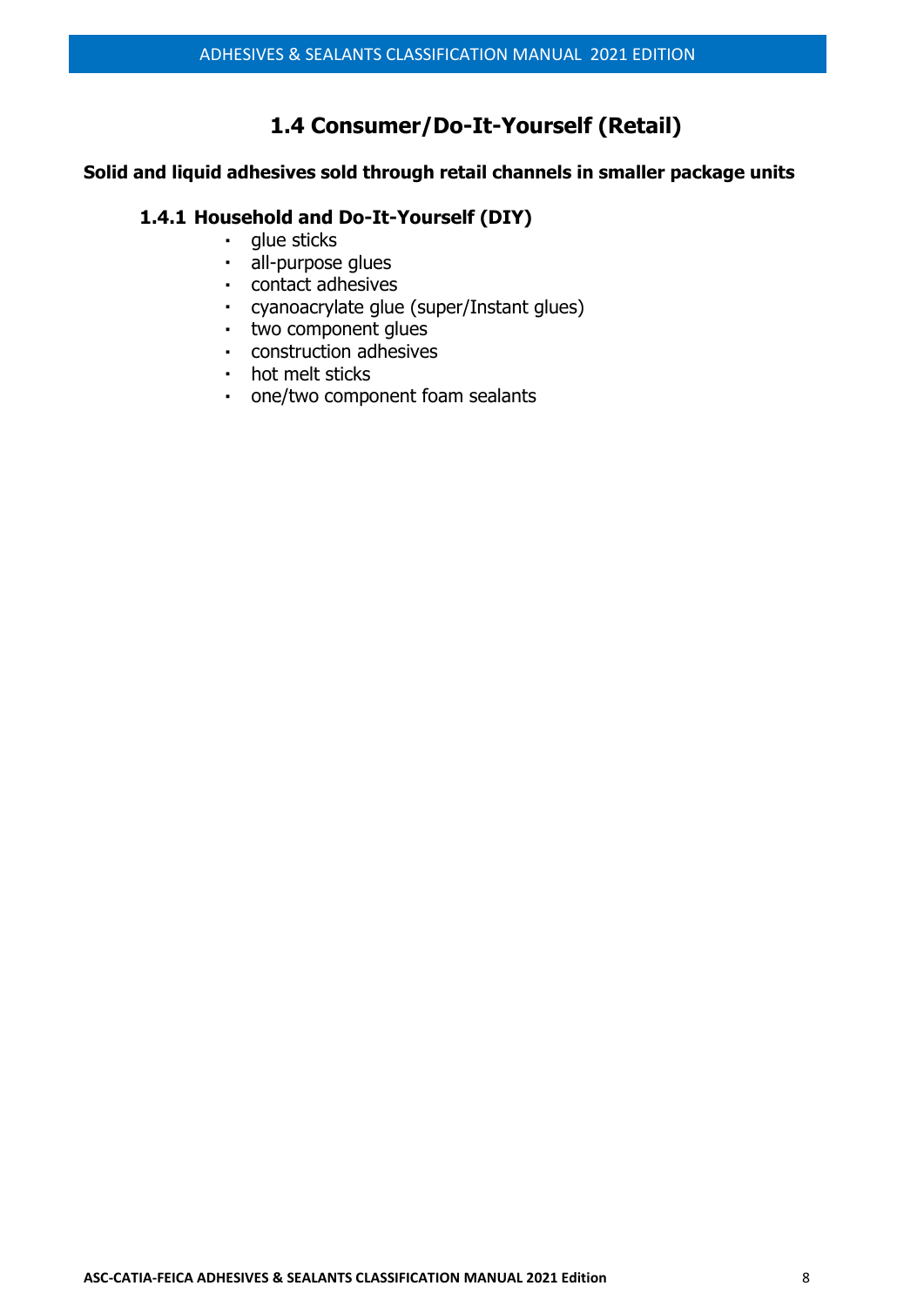## 1.4 Consumer/Do-It-Yourself (Retail)

**Solid and liquid adhesives sold through retail channels in smaller package units**

### 1.4.1 Household and Do-It-Yourself (DIY)

- glue sticks
- all-purpose glues
- contact adhesives
- cyanoacrylate glue (super/Instant glues)
- two component glues
- construction adhesives
- hot melt sticks
- one/two component foam sealants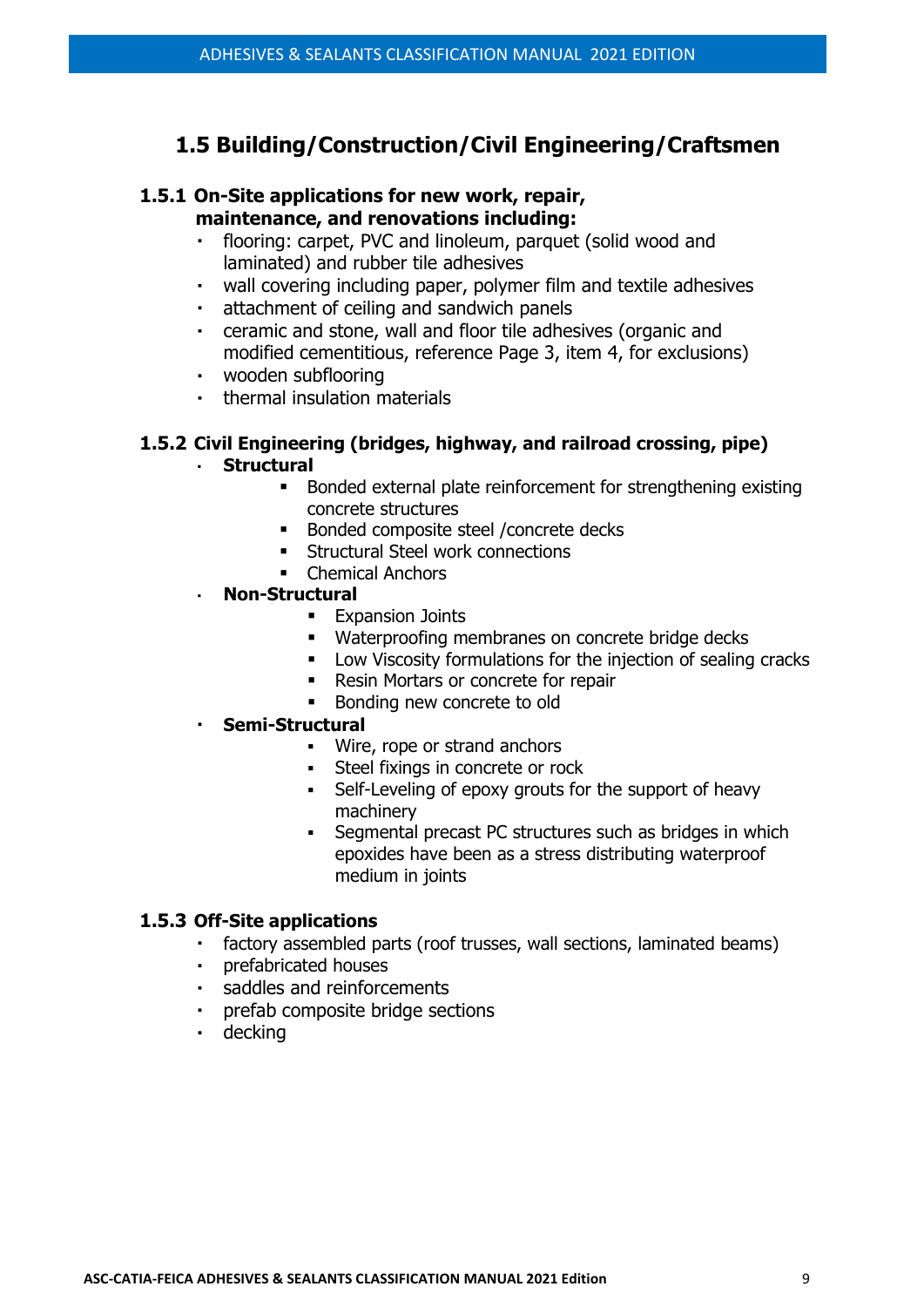## 1.5 Building/Construction/Civil Engineering/Craftsmen

### 1.5.1 On-Site applications for new work, repair, maintenance, and renovations including:

- flooring: carpet, PVC and linoleum, parquet (solid wood and laminated) and rubber tile adhesives
- wall covering including paper, polymer film and textile adhesives
- attachment of ceiling and sandwich panels
- ceramic and stone, wall and floor tile adhesives (organic and modified cementitious, reference Page 3, item 4, for exclusions)
- wooden subflooring
- thermal insulation materials

### 1.5.2 Civil Engineering (bridges, highway, and railroad crossing, pipe)

- **Structural**
  - Bonded external plate reinforcement for strengthening existing concrete structures
  - Bonded composite steel /concrete decks
  - Structural Steel work connections
  - Chemical Anchors
- **Non-Structural**
  - Expansion Joints
  - Waterproofing membranes on concrete bridge decks
  - Low Viscosity formulations for the injection of sealing cracks
  - Resin Mortars or concrete for repair
  - Bonding new concrete to old
- **Semi-Structural**
  - Wire, rope or strand anchors
  - Steel fixings in concrete or rock
  - Self-Leveling of epoxy grouts for the support of heavy machinery
  - Segmental precast PC structures such as bridges in which epoxides have been as a stress distributing waterproof medium in joints

### 1.5.3 Off-Site applications

- factory assembled parts (roof trusses, wall sections, laminated beams)
- prefabricated houses
- saddles and reinforcements
- prefab composite bridge sections
- decking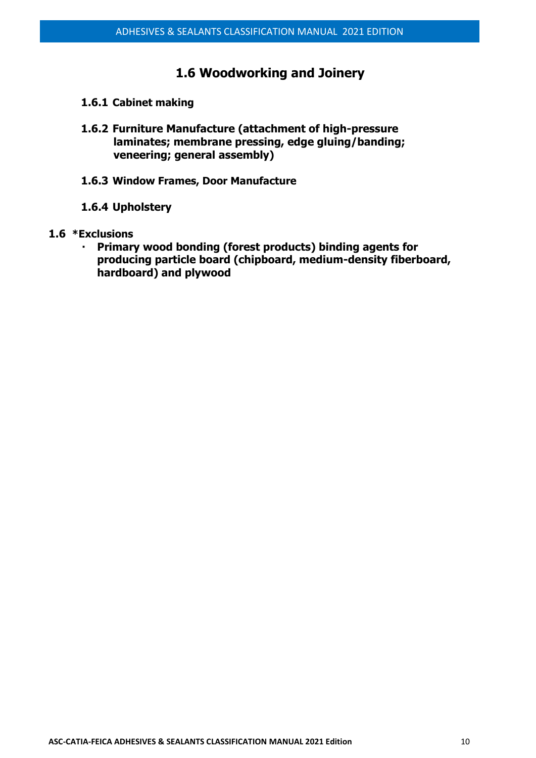## 1.6 Woodworking and Joinery

**1.6.1 Cabinet making**

**1.6.2 Furniture Manufacture (attachment of high-pressure laminates; membrane pressing, edge gluing/banding; veneering; general assembly)**

**1.6.3 Window Frames, Door Manufacture**

**1.6.4 Upholstery**

**1.6 *Exclusions**

- **Primary wood bonding (forest products) binding agents for producing particle board (chipboard, medium-density fiberboard, hardboard) and plywood**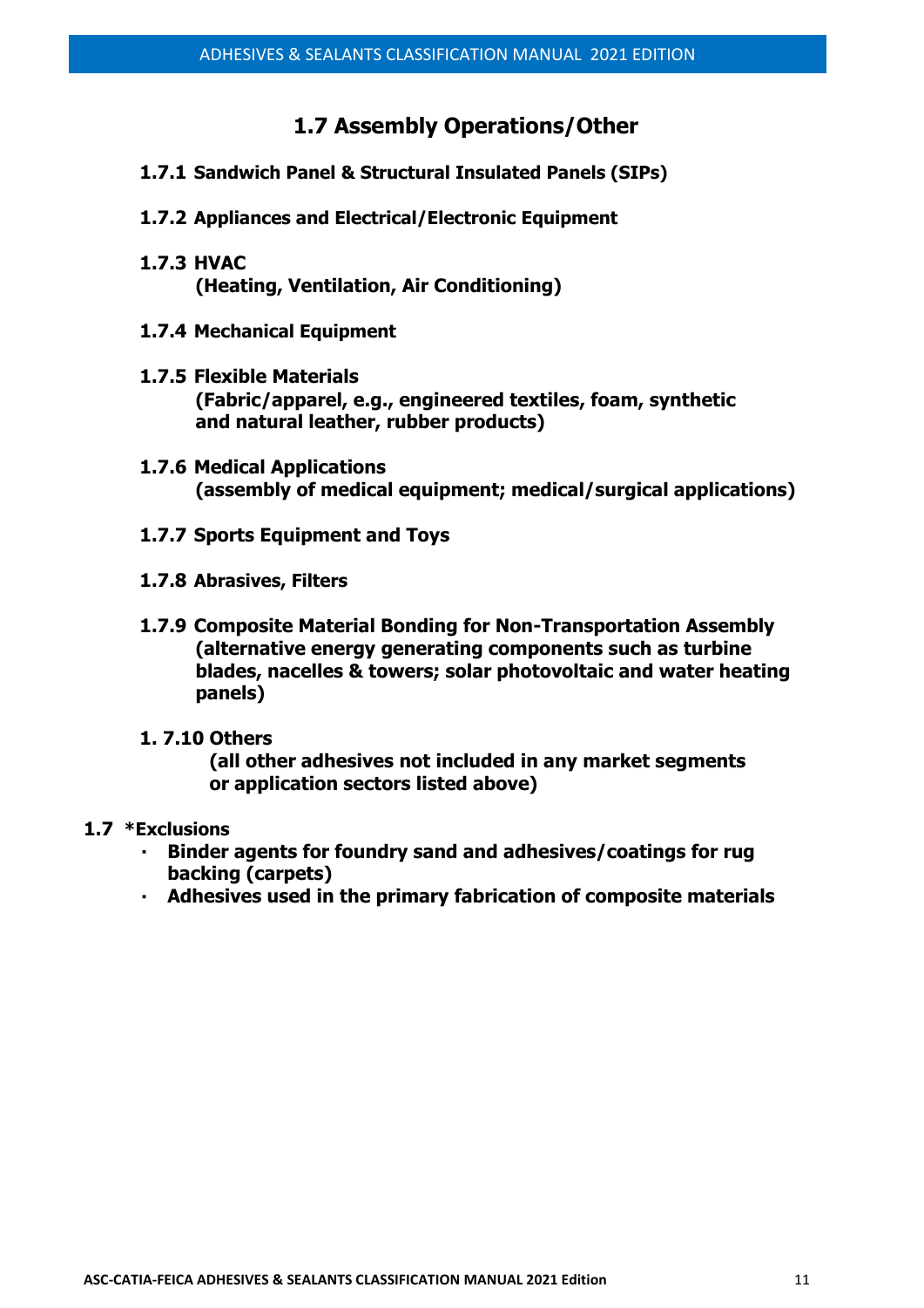## 1.7 Assembly Operations/Other

**1.7.1 Sandwich Panel & Structural Insulated Panels (SIPs)**

**1.7.2 Appliances and Electrical/Electronic Equipment**

**1.7.3 HVAC**
**(Heating, Ventilation, Air Conditioning)**

**1.7.4 Mechanical Equipment**

**1.7.5 Flexible Materials**
**(Fabric/apparel, e.g., engineered textiles, foam, synthetic and natural leather, rubber products)**

**1.7.6 Medical Applications**
**(assembly of medical equipment; medical/surgical applications)**

**1.7.7 Sports Equipment and Toys**

**1.7.8 Abrasives, Filters**

**1.7.9 Composite Material Bonding for Non-Transportation Assembly**
**(alternative energy generating components such as turbine blades, nacelles & towers; solar photovoltaic and water heating panels)**

**1. 7.10 Others**
**(all other adhesives not included in any market segments or application sectors listed above)**

**1.7 *Exclusions**

- **Binder agents for foundry sand and adhesives/coatings for rug backing (carpets)**
- **Adhesives used in the primary fabrication of composite materials**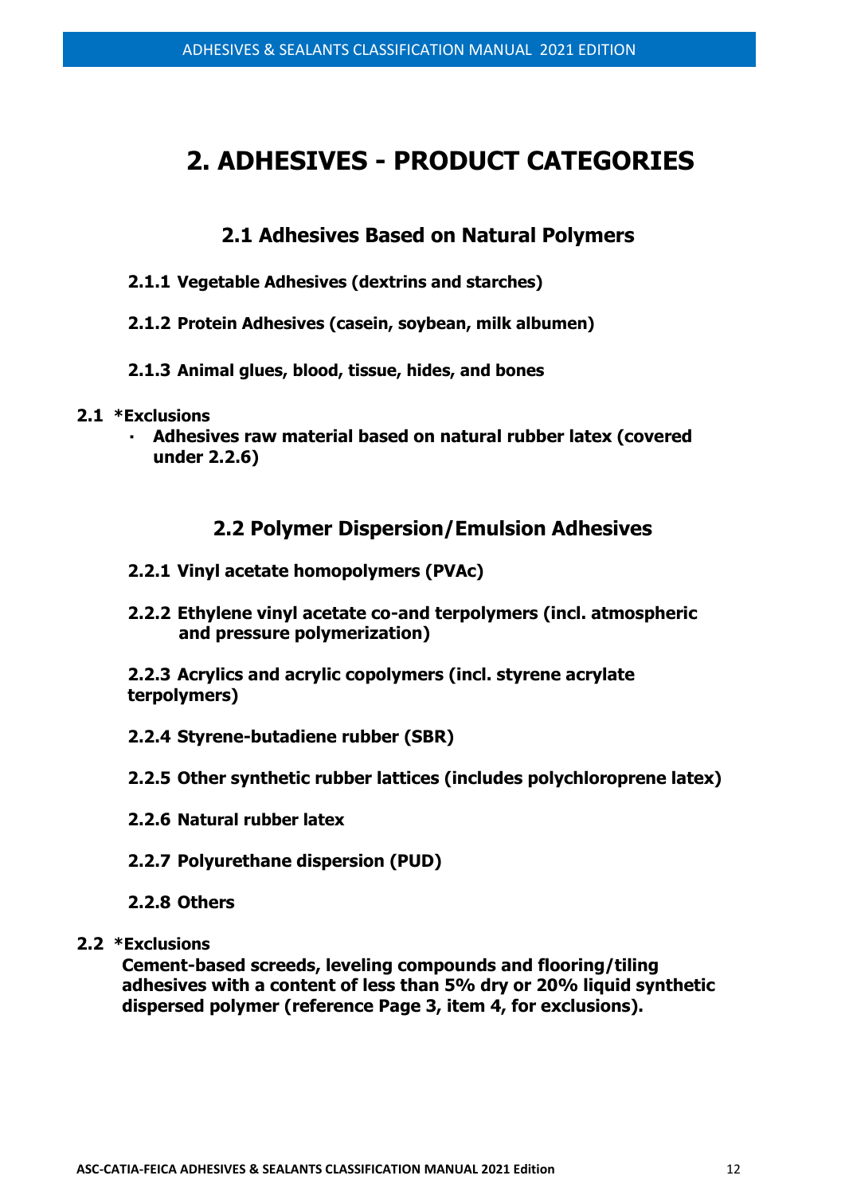# 2. ADHESIVES - PRODUCT CATEGORIES

## 2.1 Adhesives Based on Natural Polymers

**2.1.1 Vegetable Adhesives (dextrins and starches)**

**2.1.2 Protein Adhesives (casein, soybean, milk albumen)**

**2.1.3 Animal glues, blood, tissue, hides, and bones**

**2.1 *Exclusions**

- **Adhesives raw material based on natural rubber latex (covered under 2.2.6)**

## 2.2 Polymer Dispersion/Emulsion Adhesives

**2.2.1 Vinyl acetate homopolymers (PVAc)**

**2.2.2 Ethylene vinyl acetate co-and terpolymers (incl. atmospheric and pressure polymerization)**

**2.2.3 Acrylics and acrylic copolymers (incl. styrene acrylate terpolymers)**

**2.2.4 Styrene-butadiene rubber (SBR)**

**2.2.5 Other synthetic rubber lattices (includes polychloroprene latex)**

**2.2.6 Natural rubber latex**

**2.2.7 Polyurethane dispersion (PUD)**

**2.2.8 Others**

**2.2 *Exclusions**

**Cement-based screeds, leveling compounds and flooring/tiling adhesives with a content of less than 5% dry or 20% liquid synthetic dispersed polymer (reference Page 3, item 4, for exclusions).**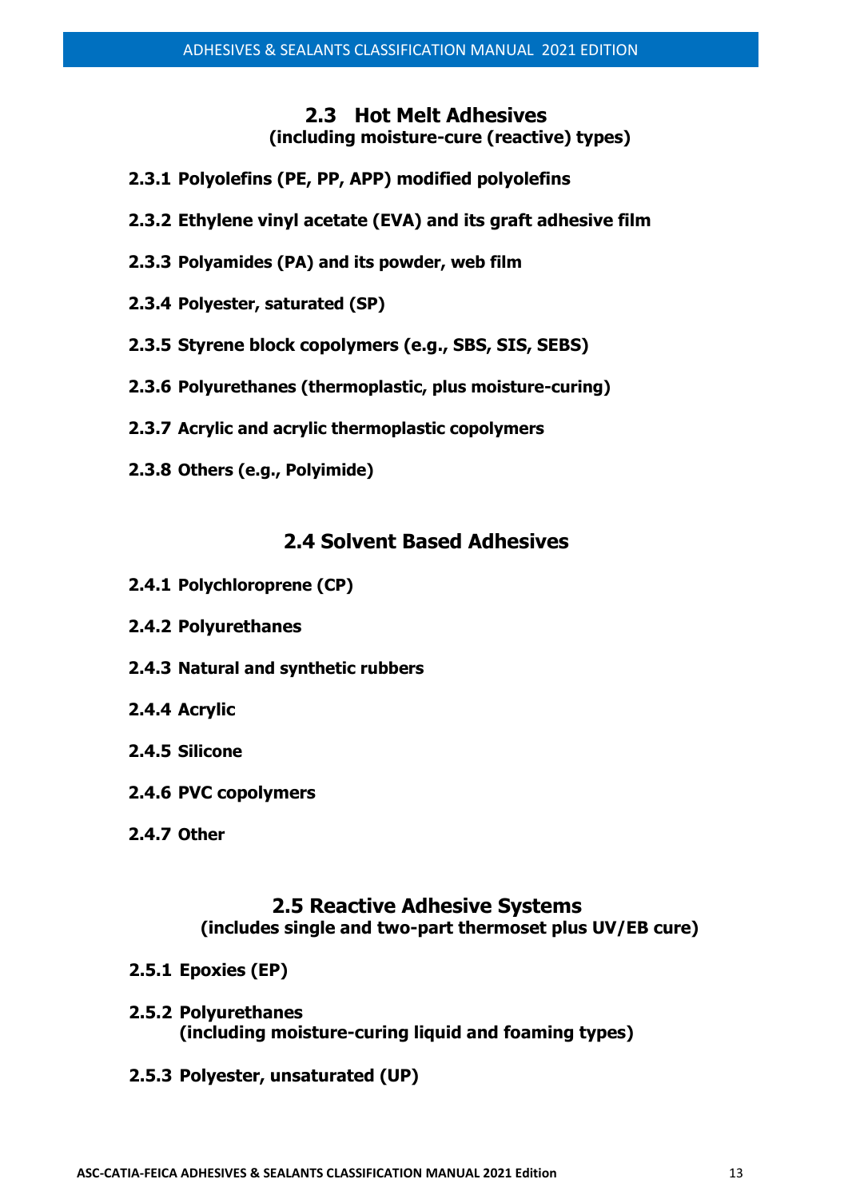## 2.3 Hot Melt Adhesives

**(including moisture-cure (reactive) types)**

**2.3.1 Polyolefins (PE, PP, APP) modified polyolefins**

**2.3.2 Ethylene vinyl acetate (EVA) and its graft adhesive film**

**2.3.3 Polyamides (PA) and its powder, web film**

**2.3.4 Polyester, saturated (SP)**

**2.3.5 Styrene block copolymers (e.g., SBS, SIS, SEBS)**

**2.3.6 Polyurethanes (thermoplastic, plus moisture-curing)**

**2.3.7 Acrylic and acrylic thermoplastic copolymers**

**2.3.8 Others (e.g., Polyimide)**

## 2.4 Solvent Based Adhesives

**2.4.1 Polychloroprene (CP)**

**2.4.2 Polyurethanes**

**2.4.3 Natural and synthetic rubbers**

**2.4.4 Acrylic**

**2.4.5 Silicone**

**2.4.6 PVC copolymers**

**2.4.7 Other**

## 2.5 Reactive Adhesive Systems

**(includes single and two-part thermoset plus UV/EB cure)**

**2.5.1 Epoxies (EP)**

**2.5.2 Polyurethanes**
**(including moisture-curing liquid and foaming types)**

**2.5.3 Polyester, unsaturated (UP)**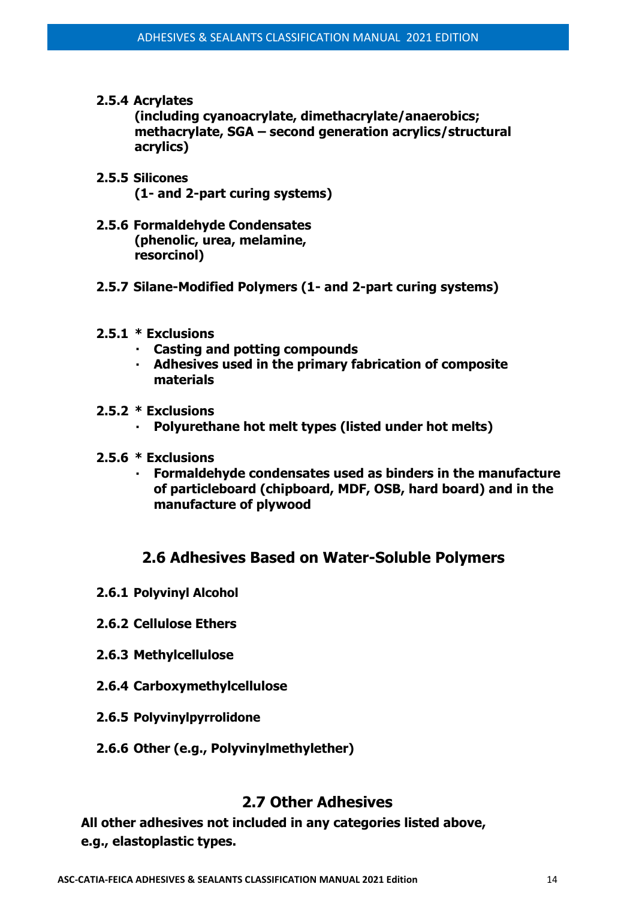**2.5.4 Acrylates**
**(including cyanoacrylate, dimethacrylate/anaerobics; methacrylate, SGA – second generation acrylics/structural acrylics)**

**2.5.5 Silicones**
**(1- and 2-part curing systems)**

**2.5.6 Formaldehyde Condensates**
**(phenolic, urea, melamine, resorcinol)**

**2.5.7 Silane-Modified Polymers (1- and 2-part curing systems)**

**2.5.1 * Exclusions**

- **Casting and potting compounds**
- **Adhesives used in the primary fabrication of composite materials**

**2.5.2 * Exclusions**

- **Polyurethane hot melt types (listed under hot melts)**

**2.5.6 * Exclusions**

- **Formaldehyde condensates used as binders in the manufacture of particleboard (chipboard, MDF, OSB, hard board) and in the manufacture of plywood**

## 2.6 Adhesives Based on Water-Soluble Polymers

**2.6.1 Polyvinyl Alcohol**

**2.6.2 Cellulose Ethers**

**2.6.3 Methylcellulose**

**2.6.4 Carboxymethylcellulose**

**2.6.5 Polyvinylpyrrolidone**

**2.6.6 Other (e.g., Polyvinylmethylether)**

## 2.7 Other Adhesives

**All other adhesives not included in any categories listed above, e.g., elastoplastic types.**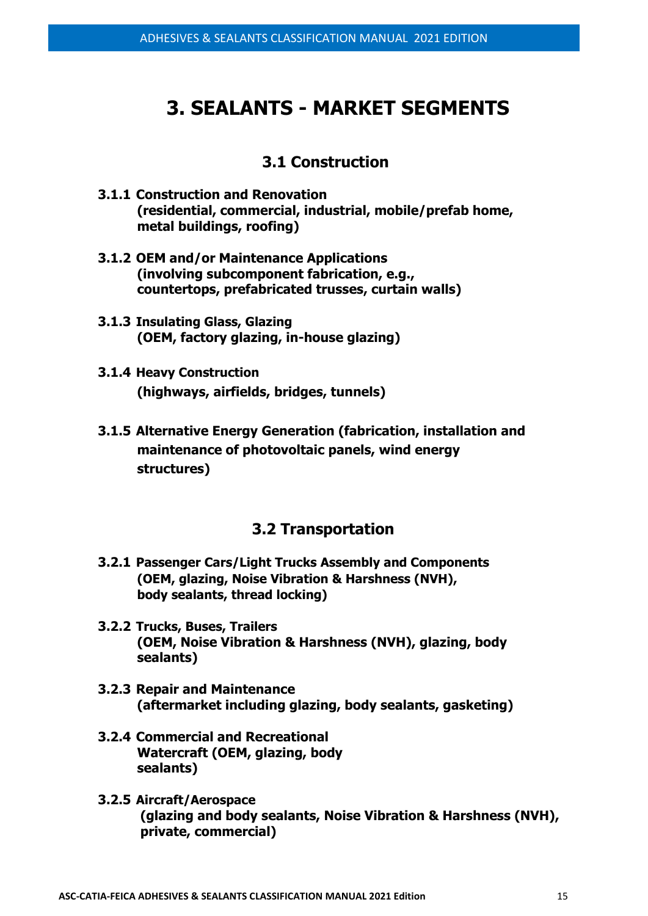# 3. SEALANTS - MARKET SEGMENTS

## 3.1 Construction

**3.1.1 Construction and Renovation (residential, commercial, industrial, mobile/prefab home, metal buildings, roofing)**

**3.1.2 OEM and/or Maintenance Applications (involving subcomponent fabrication, e.g., countertops, prefabricated trusses, curtain walls)**

**3.1.3 Insulating Glass, Glazing (OEM, factory glazing, in-house glazing)**

**3.1.4 Heavy Construction (highways, airfields, bridges, tunnels)**

**3.1.5 Alternative Energy Generation (fabrication, installation and maintenance of photovoltaic panels, wind energy structures)**

## 3.2 Transportation

**3.2.1 Passenger Cars/Light Trucks Assembly and Components (OEM, glazing, Noise Vibration & Harshness (NVH), body sealants, thread locking)**

**3.2.2 Trucks, Buses, Trailers (OEM, Noise Vibration & Harshness (NVH), glazing, body sealants)**

**3.2.3 Repair and Maintenance (aftermarket including glazing, body sealants, gasketing)**

**3.2.4 Commercial and Recreational Watercraft (OEM, glazing, body sealants)**

**3.2.5 Aircraft/Aerospace (glazing and body sealants, Noise Vibration & Harshness (NVH), private, commercial)**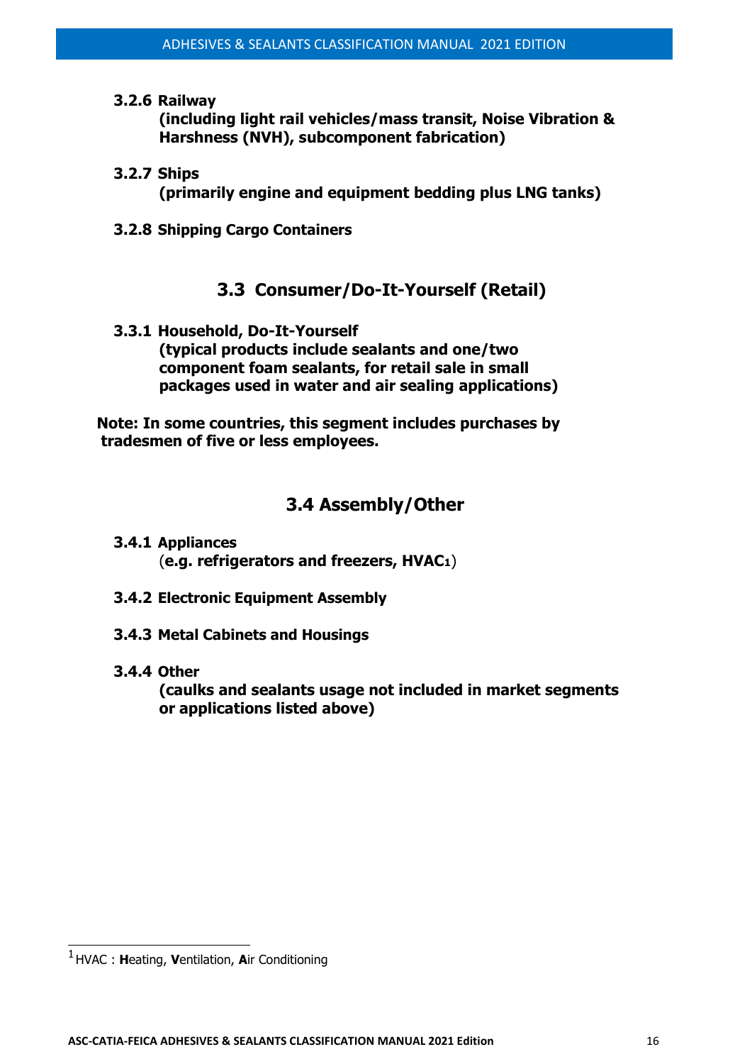**3.2.6 Railway**
**(including light rail vehicles/mass transit, Noise Vibration & Harshness (NVH), subcomponent fabrication)**

**3.2.7 Ships**
**(primarily engine and equipment bedding plus LNG tanks)**

**3.2.8 Shipping Cargo Containers**

## 3.3 Consumer/Do-It-Yourself (Retail)

**3.3.1 Household, Do-It-Yourself**
**(typical products include sealants and one/two component foam sealants, for retail sale in small packages used in water and air sealing applications)**

**Note: In some countries, this segment includes purchases by tradesmen of five or less employees.**

## 3.4 Assembly/Other

**3.4.1 Appliances**
(**e.g. refrigerators and freezers, HVAC**[1])

**3.4.2 Electronic Equipment Assembly**

**3.4.3 Metal Cabinets and Housings**

**3.4.4 Other**
**(caulks and sealants usage not included in market segments or applications listed above)**

---

[1] HVAC : **H**eating, **V**entilation, **A**ir Conditioning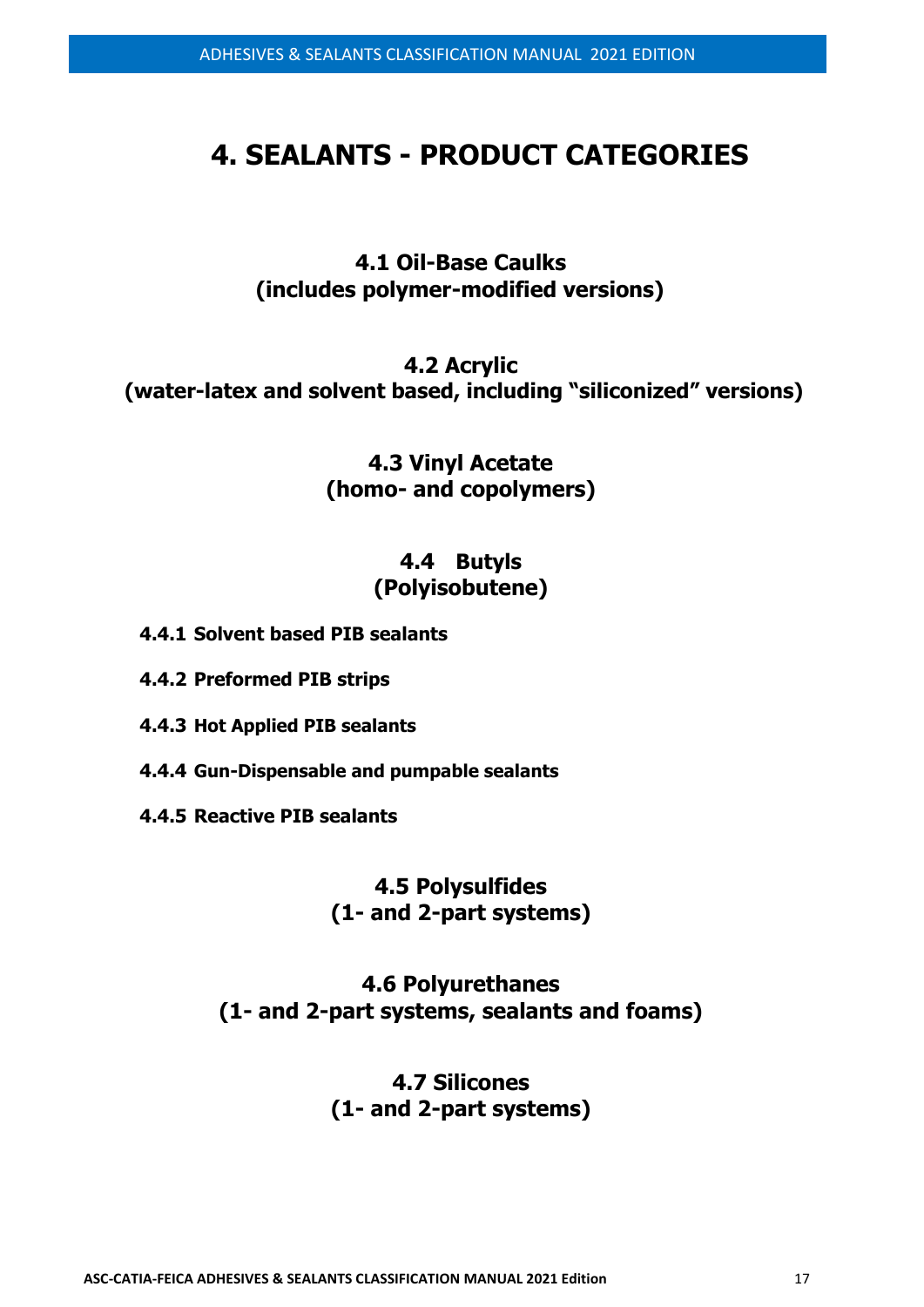# 4. SEALANTS - PRODUCT CATEGORIES

## 4.1 Oil-Base Caulks (includes polymer-modified versions)

## 4.2 Acrylic (water-latex and solvent based, including "siliconized" versions)

## 4.3 Vinyl Acetate (homo- and copolymers)

## 4.4 Butyls (Polyisobutene)

**4.4.1 Solvent based PIB sealants**

**4.4.2 Preformed PIB strips**

**4.4.3 Hot Applied PIB sealants**

**4.4.4 Gun-Dispensable and pumpable sealants**

**4.4.5 Reactive PIB sealants**

## 4.5 Polysulfides (1- and 2-part systems)

## 4.6 Polyurethanes (1- and 2-part systems, sealants and foams)

## 4.7 Silicones (1- and 2-part systems)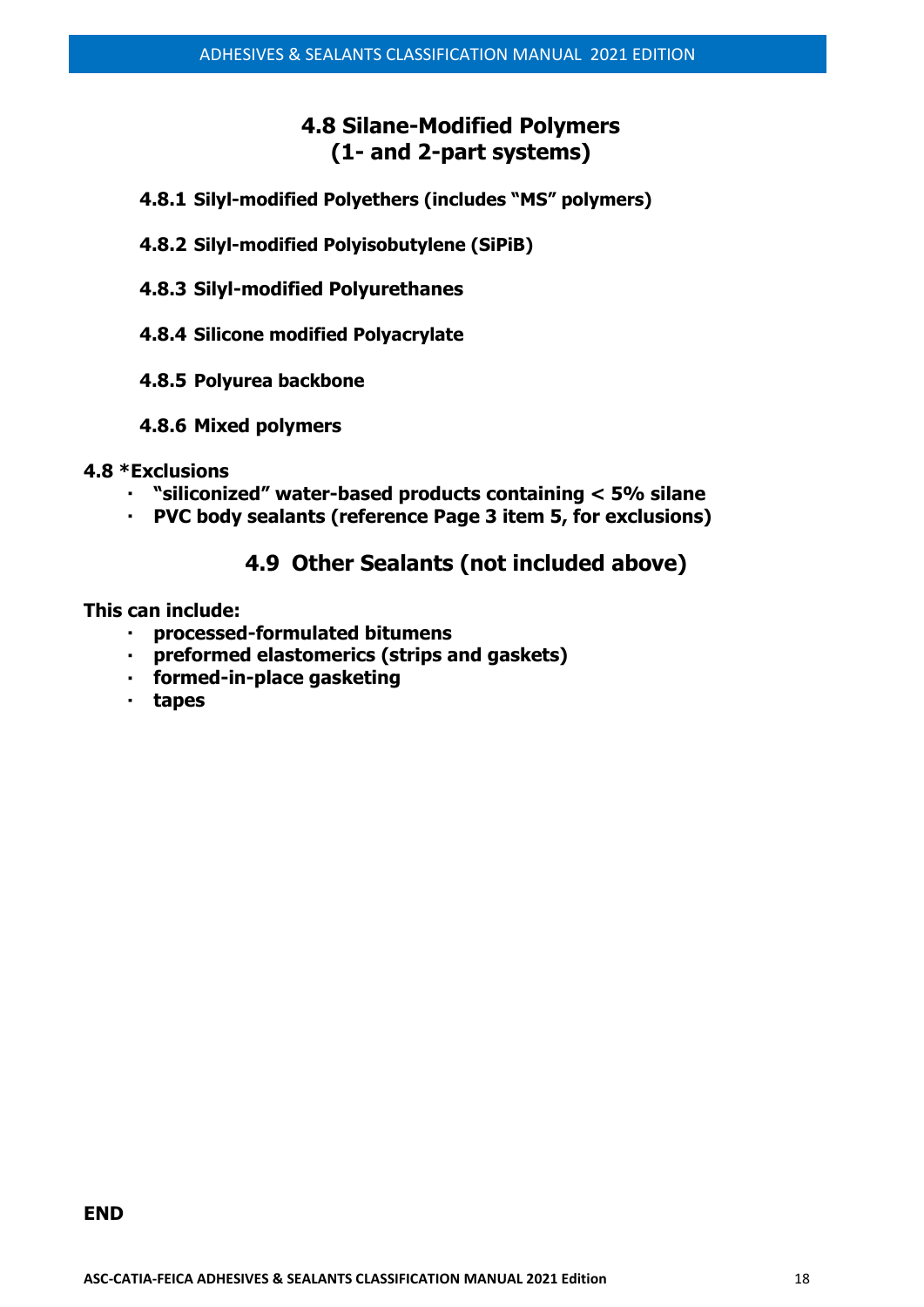## 4.8 Silane-Modified Polymers (1- and 2-part systems)

**4.8.1 Silyl-modified Polyethers (includes "MS" polymers)**

**4.8.2 Silyl-modified Polyisobutylene (SiPiB)**

**4.8.3 Silyl-modified Polyurethanes**

**4.8.4 Silicone modified Polyacrylate**

**4.8.5 Polyurea backbone**

**4.8.6 Mixed polymers**

**4.8 *Exclusions**

- **"siliconized" water-based products containing < 5% silane**
- **PVC body sealants (reference Page 3 item 5, for exclusions)**

## 4.9 Other Sealants (not included above)

**This can include:**

- **processed-formulated bitumens**
- **preformed elastomerics (strips and gaskets)**
- **formed-in-place gasketing**
- **tapes**

**END**